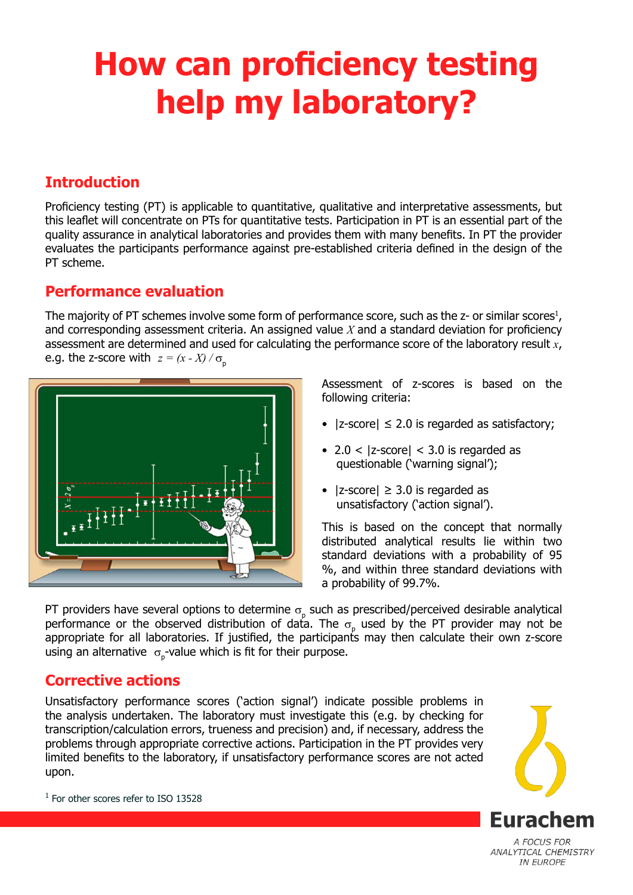# How can proficiency testing help my laboratory?

## Introduction

Proficiency testing (PT) is applicable to quantitative, qualitative and interpretative assessments, but this leaflet will concentrate on PTs for quantitative tests. Participation in PT is an essential part of the quality assurance in analytical laboratories and provides them with many benefits. In PT the provider evaluates the participants performance against pre-established criteria defined in the design of the PT scheme.

## Performance evaluation

The majority of PT schemes involve some form of performance score, such as the z- or similar scores[1], and corresponding assessment criteria. An assigned value $X$ and a standard deviation for proficiency assessment are determined and used for calculating the performance score of the laboratory result $x$, e.g. the z-score with $z = (x - X) / \sigma_p$

Assessment of z-scores is based on the following criteria:

- |z-score| ≤ 2.0 is regarded as satisfactory;
- 2.0 < |z-score| < 3.0 is regarded as questionable ('warning signal');
- |z-score| ≥ 3.0 is regarded as unsatisfactory ('action signal').

This is based on the concept that normally distributed analytical results lie within two standard deviations with a probability of 95 %, and within three standard deviations with a probability of 99.7%.

PT providers have several options to determine $\sigma_p$ such as prescribed/perceived desirable analytical performance or the observed distribution of data. The $\sigma_p$ used by the PT provider may not be appropriate for all laboratories. If justified, the participants may then calculate their own z-score using an alternative $\sigma_p$-value which is fit for their purpose.

## Corrective actions

Unsatisfactory performance scores ('action signal') indicate possible problems in the analysis undertaken. The laboratory must investigate this (e.g. by checking for transcription/calculation errors, trueness and precision) and, if necessary, address the problems through appropriate corrective actions. Participation in the PT provides very limited benefits to the laboratory, if unsatisfactory performance scores are not acted upon.

[1] For other scores refer to ISO 13528

Eurachem

A FOCUS FOR ANALYTICAL CHEMISTRY IN EUROPE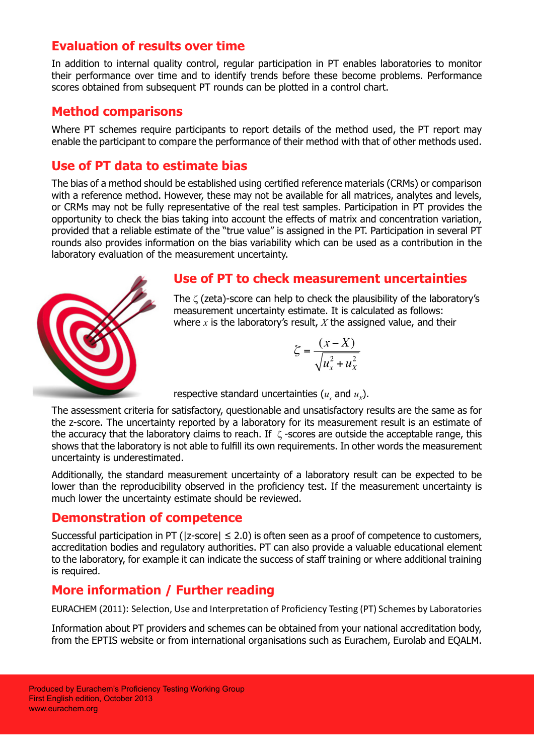## Evaluation of results over time

In addition to internal quality control, regular participation in PT enables laboratories to monitor their performance over time and to identify trends before these become problems. Performance scores obtained from subsequent PT rounds can be plotted in a control chart.

## Method comparisons

Where PT schemes require participants to report details of the method used, the PT report may enable the participant to compare the performance of their method with that of other methods used.

## Use of PT data to estimate bias

The bias of a method should be established using certified reference materials (CRMs) or comparison with a reference method. However, these may not be available for all matrices, analytes and levels, or CRMs may not be fully representative of the real test samples. Participation in PT provides the opportunity to check the bias taking into account the effects of matrix and concentration variation, provided that a reliable estimate of the "true value" is assigned in the PT. Participation in several PT rounds also provides information on the bias variability which can be used as a contribution in the laboratory evaluation of the measurement uncertainty.

## Use of PT to check measurement uncertainties

The $\zeta$ (zeta)-score can help to check the plausibility of the laboratory's measurement uncertainty estimate. It is calculated as follows:

$$\zeta = \frac{(x - X)}{\sqrt{u_x^2 + u_X^2}}$$

where $x$ is the laboratory's result, $X$ the assigned value, and their respective standard uncertainties ($u_x$ and $u_X$).

The assessment criteria for satisfactory, questionable and unsatisfactory results are the same as for the z-score. The uncertainty reported by a laboratory for its measurement result is an estimate of the accuracy that the laboratory claims to reach. If $\zeta$-scores are outside the acceptable range, this shows that the laboratory is not able to fulfill its own requirements. In other words the measurement uncertainty is underestimated.

Additionally, the standard measurement uncertainty of a laboratory result can be expected to be lower than the reproducibility observed in the proficiency test. If the measurement uncertainty is much lower the uncertainty estimate should be reviewed.

## Demonstration of competence

Successful participation in PT (|z-score| ≤ 2.0) is often seen as a proof of competence to customers, accreditation bodies and regulatory authorities. PT can also provide a valuable educational element to the laboratory, for example it can indicate the success of staff training or where additional training is required.

## More information / Further reading

EURACHEM (2011): Selection, Use and Interpretation of Proficiency Testing (PT) Schemes by Laboratories

Information about PT providers and schemes can be obtained from your national accreditation body, from the EPTIS website or from international organisations such as Eurachem, Eurolab and EQALM.

Produced by Eurachem's Proficiency Testing Working Group
First English edition, October 2013
www.eurachem.org